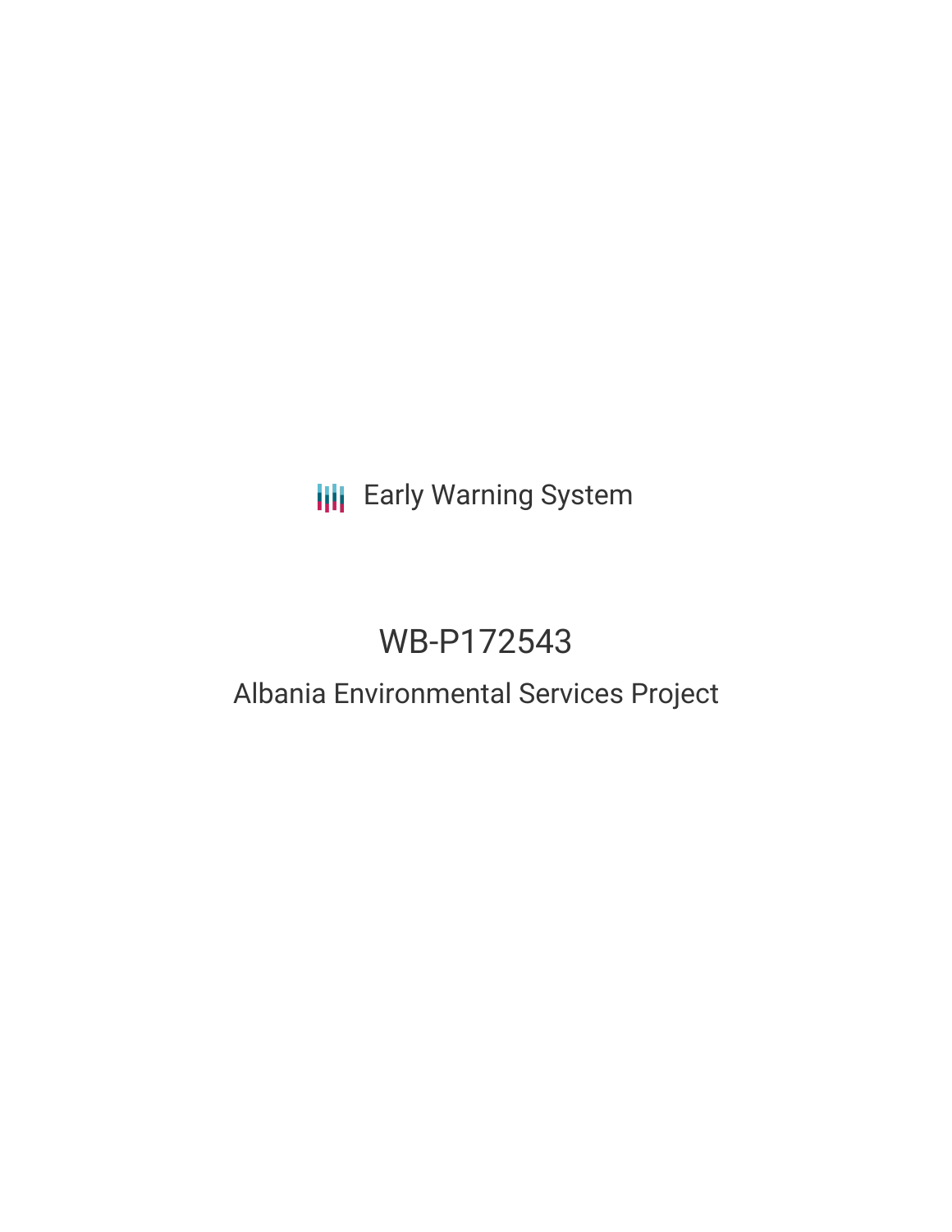Early Warning System

# WB-P172543

## Albania Environmental Services Project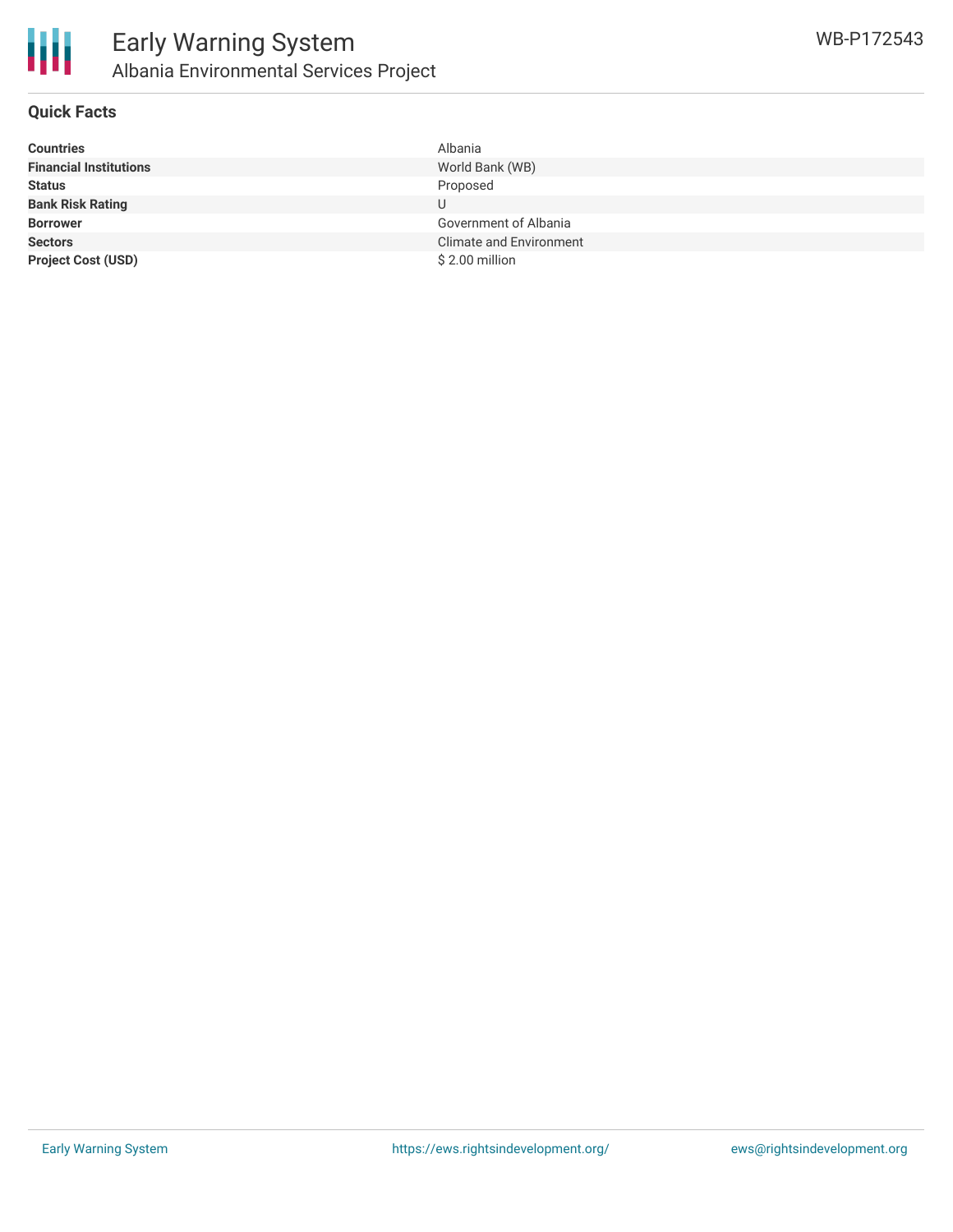# Early Warning System

## Albania Environmental Services Project

WB-P172543

### Quick Facts

| | |
|---|---|
| **Countries** | Albania |
| **Financial Institutions** | World Bank (WB) |
| **Status** | Proposed |
| **Bank Risk Rating** | U |
| **Borrower** | Government of Albania |
| **Sectors** | Climate and Environment |
| **Project Cost (USD)** | $ 2.00 million |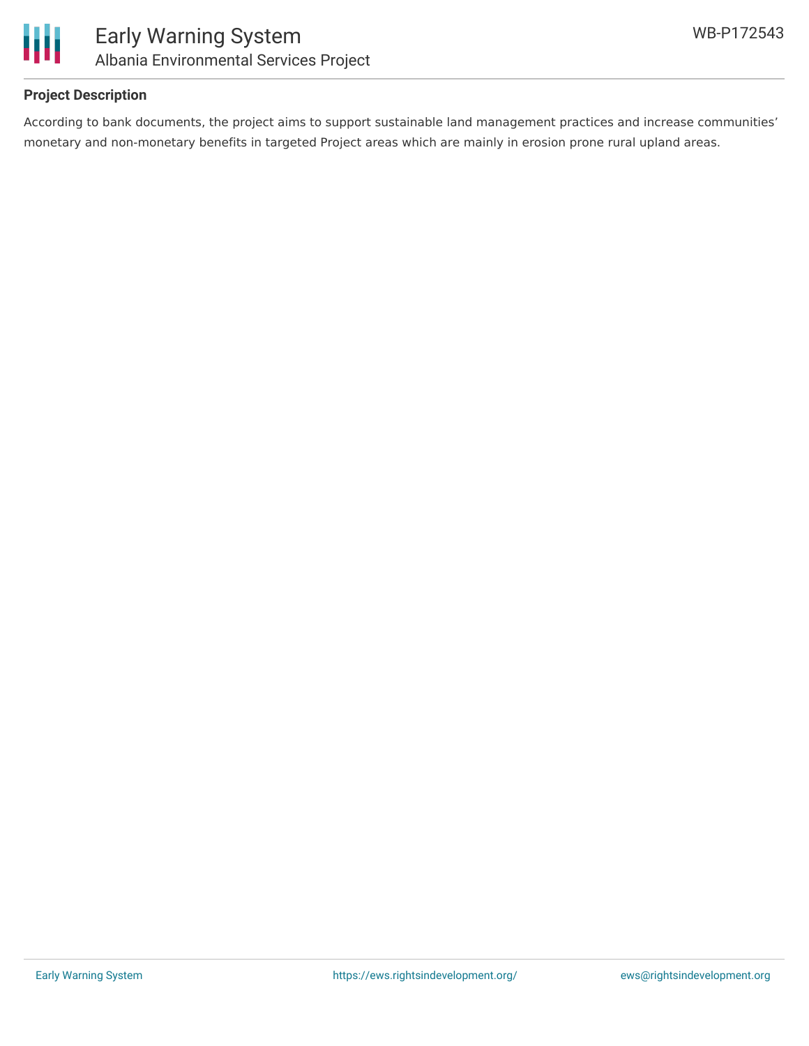## Project Description

According to bank documents, the project aims to support sustainable land management practices and increase communities' monetary and non-monetary benefits in targeted Project areas which are mainly in erosion prone rural upland areas.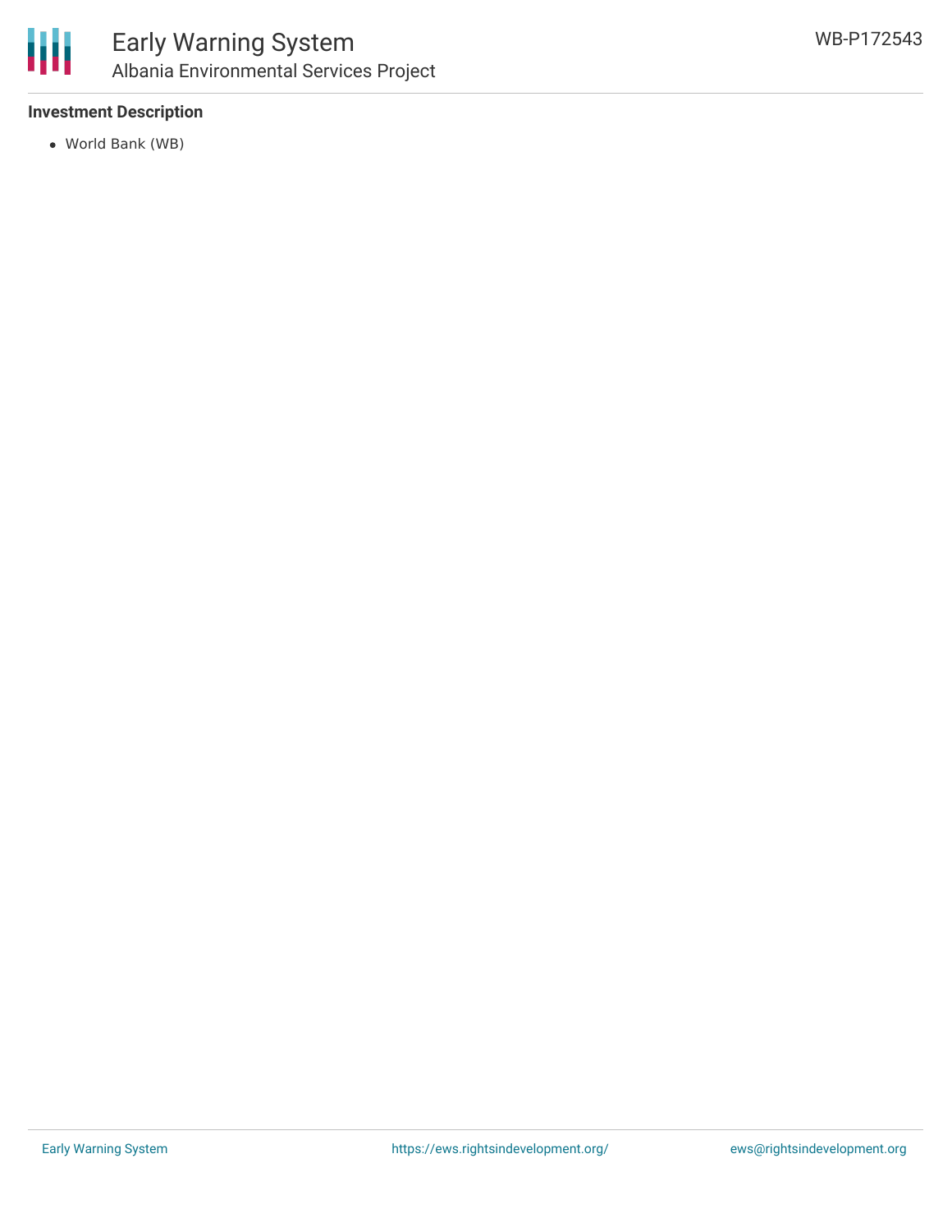### Investment Description

- World Bank (WB)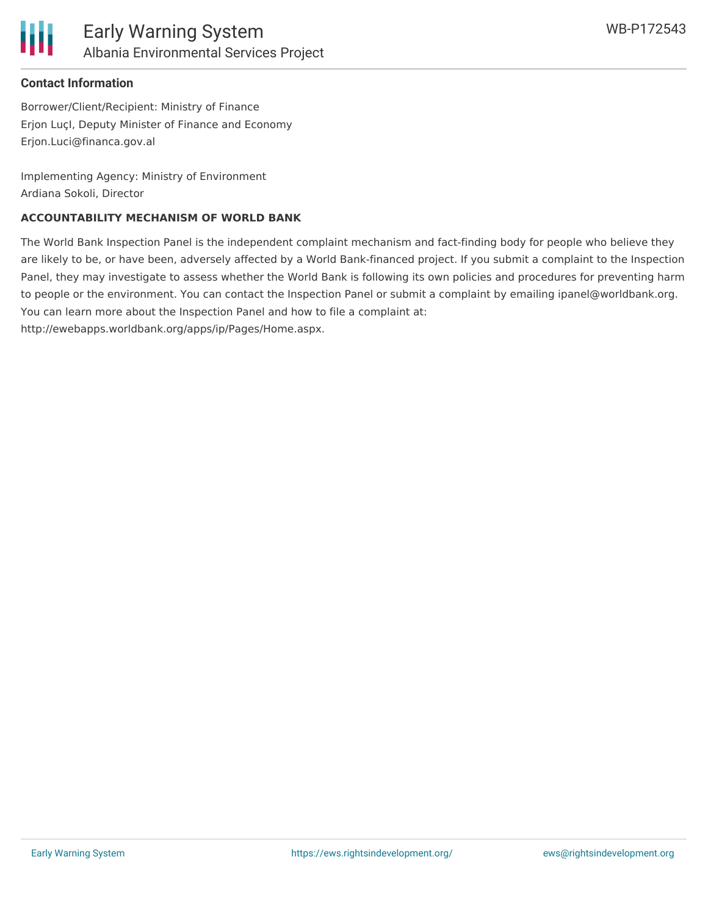## Contact Information

Borrower/Client/Recipient: Ministry of Finance
Erjon LuçI, Deputy Minister of Finance and Economy
Erjon.Luci@financa.gov.al

Implementing Agency: Ministry of Environment
Ardiana Sokoli, Director

### ACCOUNTABILITY MECHANISM OF WORLD BANK

The World Bank Inspection Panel is the independent complaint mechanism and fact-finding body for people who believe they are likely to be, or have been, adversely affected by a World Bank-financed project. If you submit a complaint to the Inspection Panel, they may investigate to assess whether the World Bank is following its own policies and procedures for preventing harm to people or the environment. You can contact the Inspection Panel or submit a complaint by emailing ipanel@worldbank.org. You can learn more about the Inspection Panel and how to file a complaint at: http://ewebapps.worldbank.org/apps/ip/Pages/Home.aspx.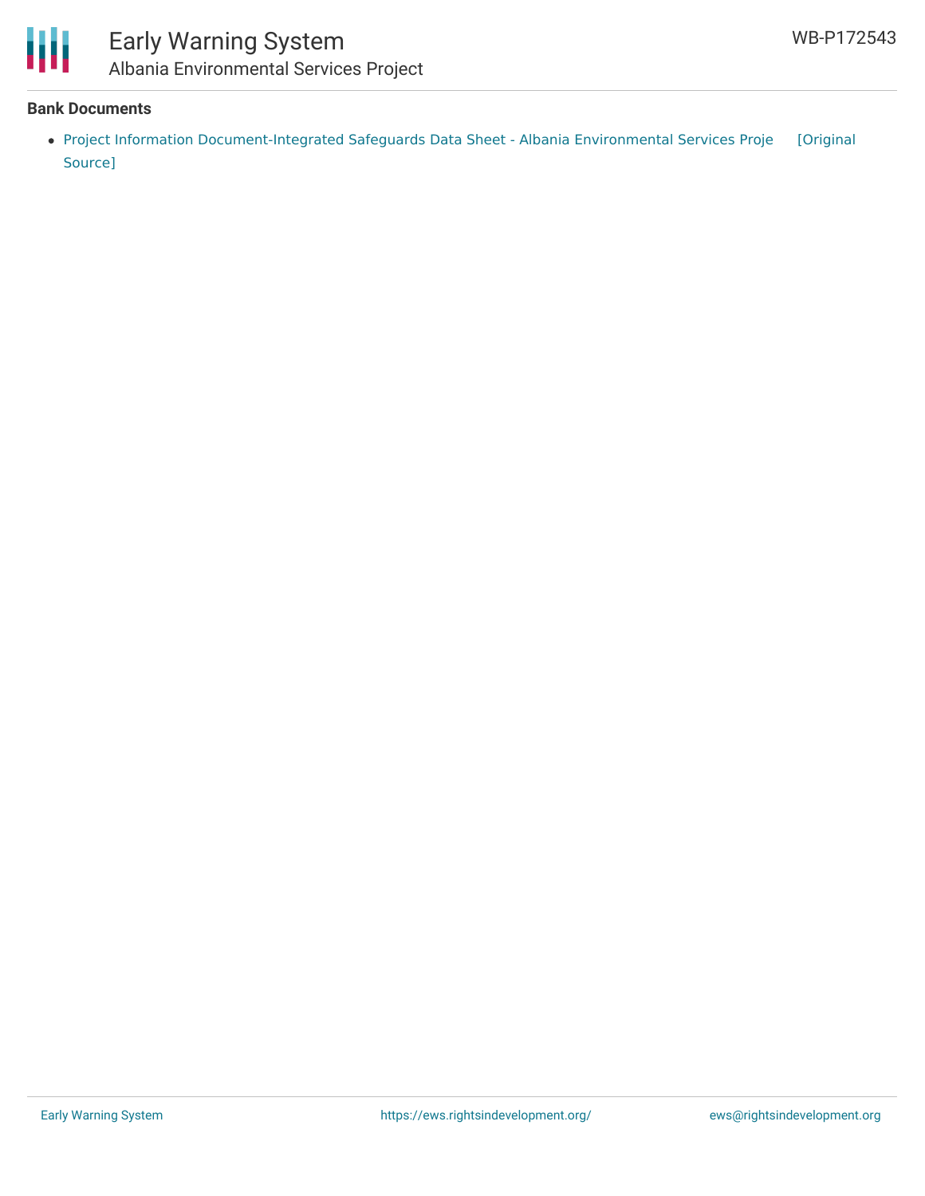## Bank Documents

- Project Information Document-Integrated Safeguards Data Sheet - Albania Environmental Services Proje [Original Source]